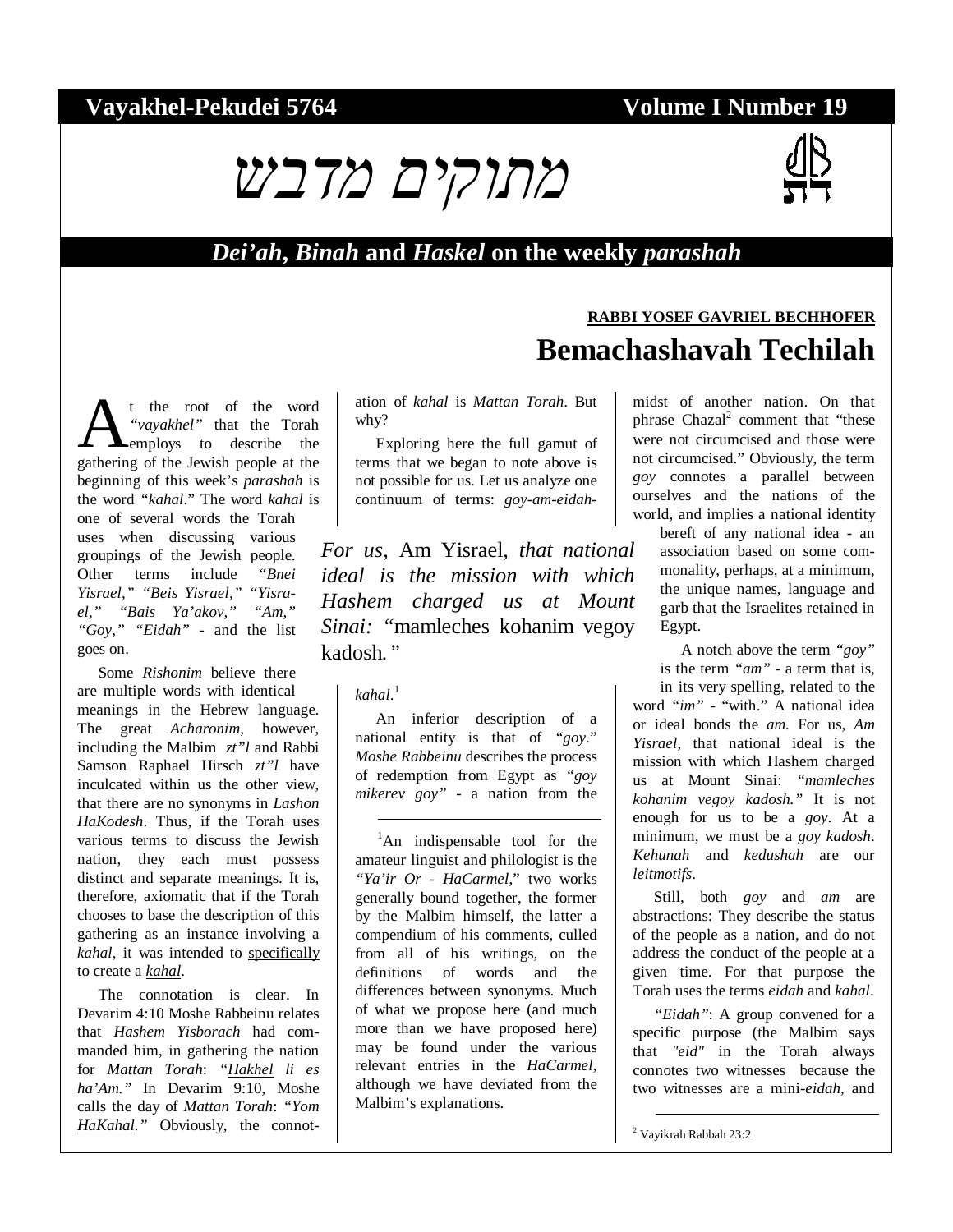Vayakhel-Pekudei 5764 — Volume I Number 19

# מתוקים מדבש

## *Dei'ah*, *Binah* and *Haskel* on the weekly *parashah*

**RABBI YOSEF GAVRIEL BECHHOFER**

# Bemachashavah Techilah

At the root of the word *"vayakhel"* that the Torah employs to describe the gathering of the Jewish people at the beginning of this week's *parashah* is the word *"kahal*." The word *kahal* is one of several words the Torah uses when discussing various groupings of the Jewish people. Other terms include *"Bnei Yisrael," "Beis Yisrael," "Yisrael," "Bais Ya'akov," "Am," "Goy," "Eidah"* - and the list goes on.

Some *Rishonim* believe there are multiple words with identical meanings in the Hebrew language. The great *Acharonim*, however, including the Malbim *zt"l* and Rabbi Samson Raphael Hirsch *zt"l* have inculcated within us the other view, that there are no synonyms in *Lashon HaKodesh*. Thus, if the Torah uses various terms to discuss the Jewish nation, they each must possess distinct and separate meanings. It is, therefore, axiomatic that if the Torah chooses to base the description of this gathering as an instance involving a *kahal*, it was intended to specifically to create a *kahal*.

The connotation is clear. In Devarim 4:10 Moshe Rabbeinu relates that *Hashem Yisborach* had commanded him, in gathering the nation for *Mattan Torah*: "*Hakhel li es ha'Am."* In Devarim 9:10, Moshe calls the day of *Mattan Torah*: *"Yom HaKahal."* Obviously, the connotation of *kahal* is *Mattan Torah*. But why?

Exploring here the full gamut of terms that we began to note above is not possible for us. Let us analyze one continuum of terms: *goy-am-eidah-kahal*.[1]

> *For us,* Am Yisrael, *that national ideal is the mission with which Hashem charged us at Mount Sinai: "*mamleches kohanim vegoy kadosh.*"*

An inferior description of a national entity is that of *"goy*." *Moshe Rabbeinu* describes the process of redemption from Egypt as *"goy mikerev goy"* - a nation from the midst of another nation. On that phrase Chazal[2] comment that "these were not circumcised and those were not circumcised." Obviously, the term *goy* connotes a parallel between ourselves and the nations of the world, and implies a national identity bereft of any national idea - an association based on some commonality, perhaps, at a minimum, the unique names, language and garb that the Israelites retained in Egypt.

A notch above the term *"goy"* is the term *"am"* - a term that is, in its very spelling, related to the word *"im"* - "with." A national idea or ideal bonds the *am*. For us, *Am Yisrael*, that national ideal is the mission with which Hashem charged us at Mount Sinai: *"mamleches kohanim vegoy kadosh."* It is not enough for us to be a *goy*. At a minimum, we must be a *goy kadosh*. *Kehunah* and *kedushah* are our *leitmotifs*.

Still, both *goy* and *am* are abstractions: They describe the status of the people as a nation, and do not address the conduct of the people at a given time. For that purpose the Torah uses the terms *eidah* and *kahal*.

*"Eidah"*: A group convened for a specific purpose (the Malbim says that *"eid"* in the Torah always connotes two witnesses because the two witnesses are a mini-*eidah*, and

---

[1] An indispensable tool for the amateur linguist and philologist is the *"Ya'ir Or - HaCarmel*," two works generally bound together, the former by the Malbim himself, the latter a compendium of his comments, culled from all of his writings, on the definitions of words and the differences between synonyms. Much of what we propose here (and much more than we have proposed here) may be found under the various relevant entries in the *HaCarmel*, although we have deviated from the Malbim's explanations.

[2] Vayikrah Rabbah 23:2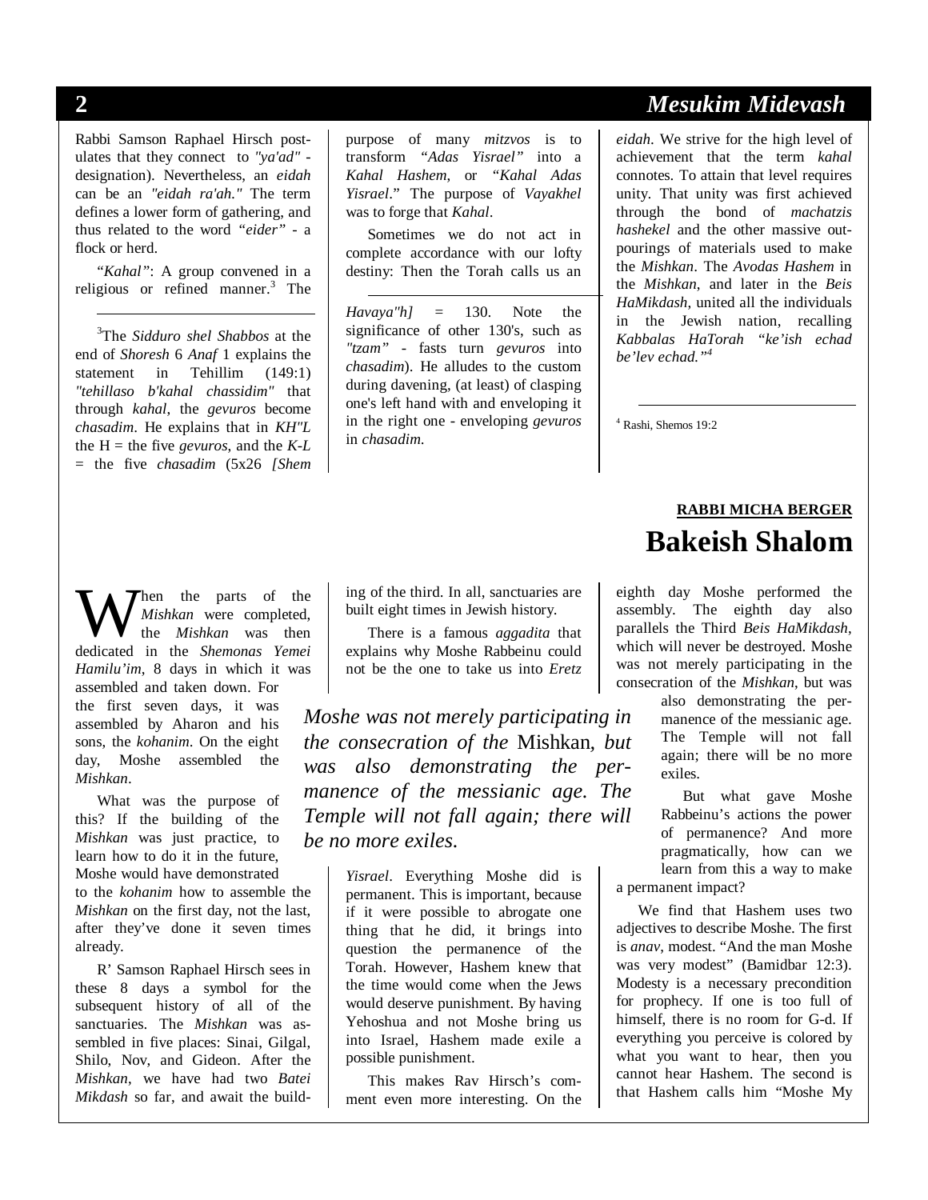Rabbi Samson Raphael Hirsch postulates that they connect to *"ya'ad"* - designation). Nevertheless, an *eidah* can be an *"eidah ra'ah."* The term defines a lower form of gathering, and thus related to the word *"eider"* - a flock or herd.

*"Kahal"*: A group convened in a religious or refined manner.[3] The purpose of many *mitzvos* is to transform *"Adas Yisrael"* into a *Kahal Hashem*, or *"Kahal Adas Yisrael*." The purpose of *Vayakhel* was to forge that *Kahal*.

Sometimes we do not act in complete accordance with our lofty destiny: Then the Torah calls us an *eidah*. We strive for the high level of achievement that the term *kahal* connotes. To attain that level requires unity. That unity was first achieved through the bond of *machatzis hashekel* and the other massive outpourings of materials used to make the *Mishkan*. The *Avodas Hashem* in the *Mishkan*, and later in the *Beis HaMikdash*, united all the individuals in the Jewish nation, recalling *Kabbalas HaTorah "ke'ish echad be'lev echad."*[4]

[3] The *Sidduro shel Shabbos* at the end of *Shoresh* 6 *Anaf* 1 explains the statement in Tehillim (149:1) *"tehillaso b'kahal chassidim"* that through *kahal*, the *gevuros* become *chasadim*. He explains that in *KH"L* the H = the five *gevuros*, and the *K-L* = the five *chasadim* (5x26 *[Shem Havaya"h]* = 130. Note the significance of other 130's, such as *"tzam"* - fasts turn *gevuros* into *chasadim*). He alludes to the custom during davening, (at least) of clasping one's left hand with and enveloping it in the right one - enveloping *gevuros* in *chasadim*.

[4] Rashi, Shemos 19:2

**RABBI MICHA BERGER**

# Bakeish Shalom

When the parts of the *Mishkan* were completed, the *Mishkan* was then dedicated in the *Shemonas Yemei Hamilu'im*, 8 days in which it was assembled and taken down. For the first seven days, it was assembled by Aharon and his sons, the *kohanim*. On the eight day, Moshe assembled the *Mishkan*.

What was the purpose of this? If the building of the *Mishkan* was just practice, to learn how to do it in the future, Moshe would have demonstrated to the *kohanim* how to assemble the *Mishkan* on the first day, not the last, after they've done it seven times already.

R' Samson Raphael Hirsch sees in these 8 days a symbol for the subsequent history of all of the sanctuaries. The *Mishkan* was assembled in five places: Sinai, Gilgal, Shilo, Nov, and Gideon. After the *Mishkan*, we have had two *Batei Mikdash* so far, and await the building of the third. In all, sanctuaries are built eight times in Jewish history.

There is a famous *aggadita* that explains why Moshe Rabbeinu could not be the one to take us into *Eretz Yisrael*. Everything Moshe did is permanent. This is important, because if it were possible to abrogate one thing that he did, it brings into question the permanence of the Torah. However, Hashem knew that the time would come when the Jews would deserve punishment. By having Yehoshua and not Moshe bring us into Israel, Hashem made exile a possible punishment.

This makes Rav Hirsch's comment even more interesting. On the eighth day Moshe performed the assembly. The eighth day also parallels the Third *Beis HaMikdash*, which will never be destroyed. Moshe was not merely participating in the consecration of the *Mishkan*, but was also demonstrating the permanence of the messianic age. The Temple will not fall again; there will be no more exiles.

> *Moshe was not merely participating in the consecration of the* Mishkan*, but was also demonstrating the permanence of the messianic age. The Temple will not fall again; there will be no more exiles.*

But what gave Moshe Rabbeinu's actions the power of permanence? And more pragmatically, how can we learn from this a way to make a permanent impact?

We find that Hashem uses two adjectives to describe Moshe. The first is *anav*, modest. "And the man Moshe was very modest" (Bamidbar 12:3). Modesty is a necessary precondition for prophecy. If one is too full of himself, there is no room for G-d. If everything you perceive is colored by what you want to hear, then you cannot hear Hashem. The second is that Hashem calls him "Moshe My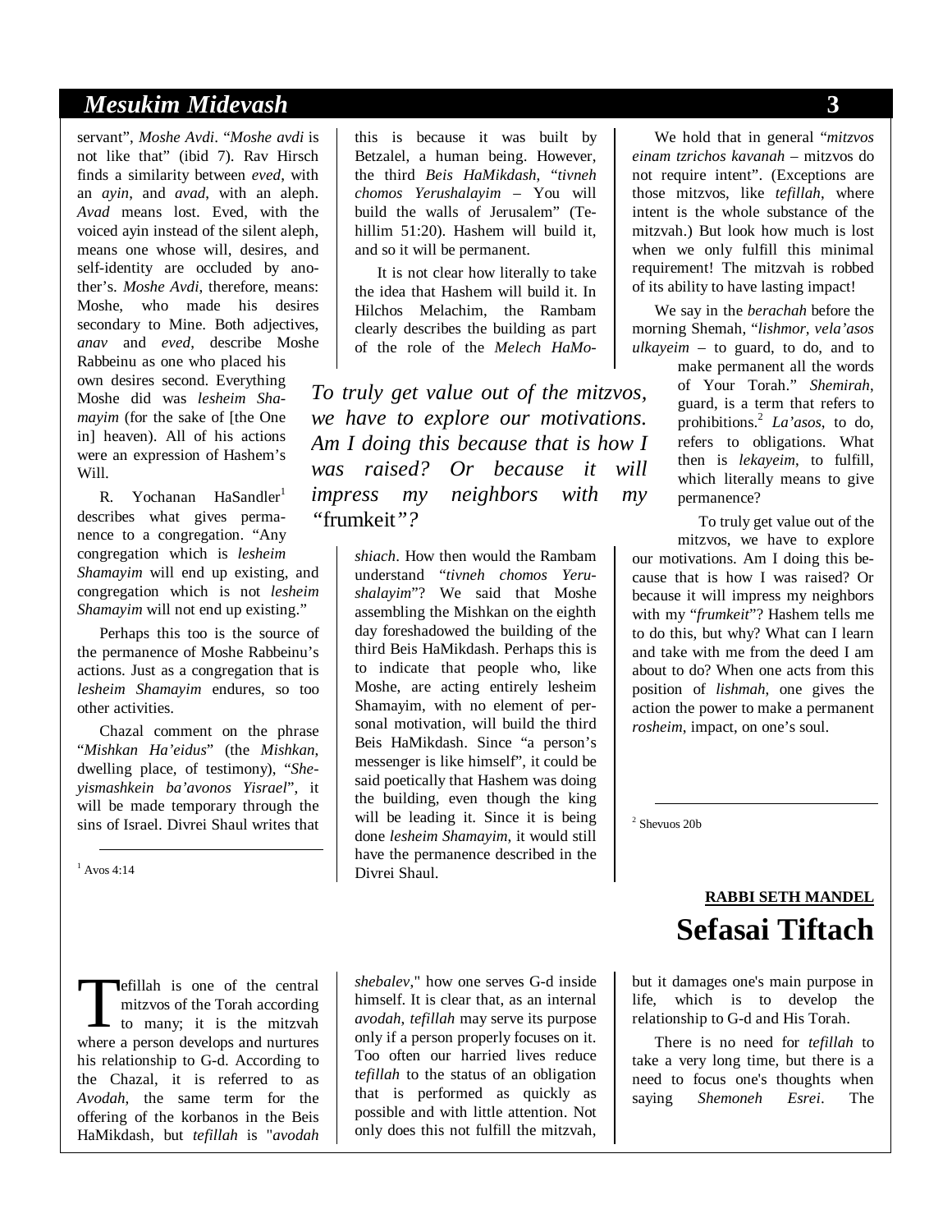servant", *Moshe Avdi*. "*Moshe avdi* is not like that" (ibid 7). Rav Hirsch finds a similarity between *eved*, with an *ayin*, and *avad*, with an aleph. *Avad* means lost. Eved, with the voiced ayin instead of the silent aleph, means one whose will, desires, and self-identity are occluded by another's. *Moshe Avdi*, therefore, means: Moshe, who made his desires secondary to Mine. Both adjectives, *anav* and *eved*, describe Moshe Rabbeinu as one who placed his own desires second. Everything Moshe did was *lesheim Shamayim* (for the sake of [the One in] heaven). All of his actions were an expression of Hashem's Will.

R. Yochanan HaSandler[1] describes what gives permanence to a congregation. "Any congregation which is *lesheim Shamayim* will end up existing, and congregation which is not *lesheim Shamayim* will not end up existing."

Perhaps this too is the source of the permanence of Moshe Rabbeinu's actions. Just as a congregation that is *lesheim Shamayim* endures, so too other activities.

Chazal comment on the phrase "*Mishkan Ha'eidus*" (the *Mishkan*, dwelling place, of testimony), "*Sheyismashkein ba'avonos Yisrael*", it will be made temporary through the sins of Israel. Divrei Shaul writes that this is because it was built by Betzalel, a human being. However, the third *Beis HaMikdash*, "*tivneh chomos Yerushalayim* – You will build the walls of Jerusalem" (Tehillim 51:20). Hashem will build it, and so it will be permanent.

It is not clear how literally to take the idea that Hashem will build it. In Hilchos Melachim, the Rambam clearly describes the building as part of the role of the *Melech HaMoshiach*. How then would the Rambam understand "*tivneh chomos Yerushalayim*"? We said that Moshe assembling the Mishkan on the eighth day foreshadowed the building of the third Beis HaMikdash. Perhaps this is to indicate that people who, like Moshe, are acting entirely lesheim Shamayim, with no element of personal motivation, will build the third Beis HaMikdash. Since "a person's messenger is like himself", it could be said poetically that Hashem was doing the building, even though the king will be leading it. Since it is being done *lesheim Shamayim*, it would still have the permanence described in the Divrei Shaul.

*To truly get value out of the mitzvos, we have to explore our motivations. Am I doing this because that is how I was raised? Or because it will impress my neighbors with my "frumkeit"?*

We hold that in general "*mitzvos einam tzrichos kavanah* – mitzvos do not require intent". (Exceptions are those mitzvos, like *tefillah*, where intent is the whole substance of the mitzvah.) But look how much is lost when we only fulfill this minimal requirement! The mitzvah is robbed of its ability to have lasting impact!

We say in the *berachah* before the morning Shemah, "*lishmor, vela'asos ulkayeim* – to guard, to do, and to make permanent all the words of Your Torah." *Shemirah*, guard, is a term that refers to prohibitions.[2] *La'asos*, to do, refers to obligations. What then is *lekayeim*, to fulfill, which literally means to give permanence?

To truly get value out of the mitzvos, we have to explore our motivations. Am I doing this because that is how I was raised? Or because it will impress my neighbors with my "*frumkeit*"? Hashem tells me to do this, but why? What can I learn and take with me from the deed I am about to do? When one acts from this position of *lishmah*, one gives the action the power to make a permanent *rosheim*, impact, on one's soul.

[1] Avos 4:14

[2] Shevuos 20b

**RABBI SETH MANDEL**

## Sefasai Tiftach

Tefillah is one of the central mitzvos of the Torah according to many; it is the mitzvah where a person develops and nurtures his relationship to G-d. According to the Chazal, it is referred to as *Avodah*, the same term for the offering of the korbanos in the Beis HaMikdash, but *tefillah* is "*avodah shebalev*," how one serves G-d inside himself. It is clear that, as an internal *avodah*, *tefillah* may serve its purpose only if a person properly focuses on it. Too often our harried lives reduce *tefillah* to the status of an obligation that is performed as quickly as possible and with little attention. Not only does this not fulfill the mitzvah, but it damages one's main purpose in life, which is to develop the relationship to G-d and His Torah.

There is no need for *tefillah* to take a very long time, but there is a need to focus one's thoughts when saying *Shemoneh Esrei*. The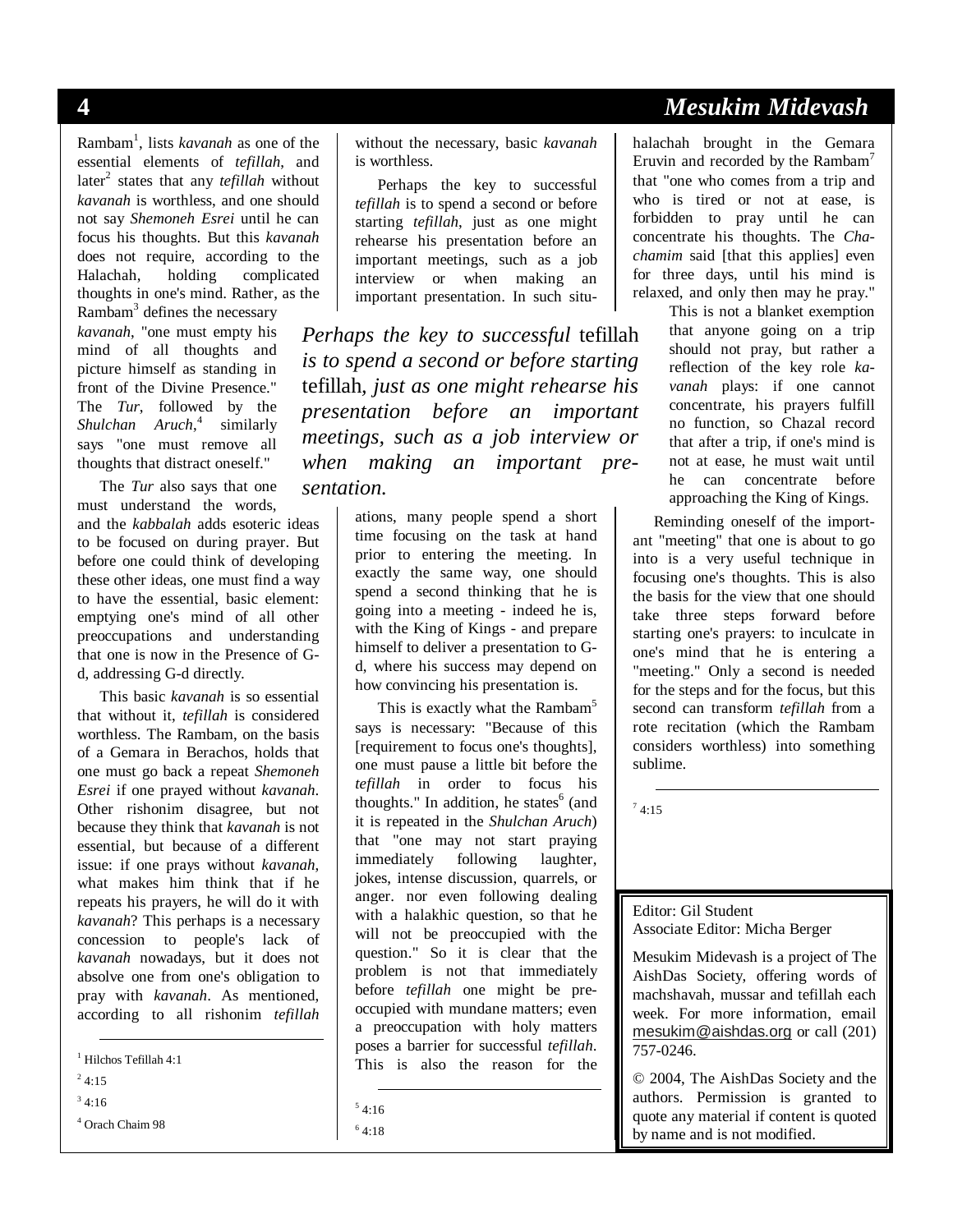Rambam[1], lists *kavanah* as one of the essential elements of *tefillah*, and later[2] states that any *tefillah* without *kavanah* is worthless, and one should not say *Shemoneh Esrei* until he can focus his thoughts. But this *kavanah* does not require, according to the Halachah, holding complicated thoughts in one's mind. Rather, as the Rambam[3] defines the necessary *kavanah*, "one must empty his mind of all thoughts and picture himself as standing in front of the Divine Presence." The *Tur*, followed by the *Shulchan Aruch*,[4] similarly says "one must remove all thoughts that distract oneself."

The *Tur* also says that one must understand the words, and the *kabbalah* adds esoteric ideas to be focused on during prayer. But before one could think of developing these other ideas, one must find a way to have the essential, basic element: emptying one's mind of all other preoccupations and understanding that one is now in the Presence of G-d, addressing G-d directly.

This basic *kavanah* is so essential that without it, *tefillah* is considered worthless. The Rambam, on the basis of a Gemara in Berachos, holds that one must go back a repeat *Shemoneh Esrei* if one prayed without *kavanah*. Other rishonim disagree, but not because they think that *kavanah* is not essential, but because of a different issue: if one prays without *kavanah*, what makes him think that if he repeats his prayers, he will do it with *kavanah*? This perhaps is a necessary concession to people's lack of *kavanah* nowadays, but it does not absolve one from one's obligation to pray with *kavanah*. As mentioned, according to all rishonim *tefillah* without the necessary, basic *kavanah* is worthless.

Perhaps the key to successful *tefillah* is to spend a second or before starting *tefillah*, just as one might rehearse his presentation before an important meetings, such as a job interview or when making an important presentation. In such situations, many people spend a short time focusing on the task at hand prior to entering the meeting. In exactly the same way, one should spend a second thinking that he is going into a meeting - indeed he is, with the King of Kings - and prepare himself to deliver a presentation to G-d, where his success may depend on how convincing his presentation is.

> *Perhaps the key to successful* tefillah *is to spend a second or before starting* tefillah*, just as one might rehearse his presentation before an important meetings, such as a job interview or when making an important presentation.*

This is exactly what the Rambam[5] says is necessary: "Because of this [requirement to focus one's thoughts], one must pause a little bit before the *tefillah* in order to focus his thoughts." In addition, he states[6] (and it is repeated in the *Shulchan Aruch*) that "one may not start praying immediately following laughter, jokes, intense discussion, quarrels, or anger. nor even following dealing with a halakhic question, so that he will not be preoccupied with the question." So it is clear that the problem is not that immediately before *tefillah* one might be preoccupied with mundane matters; even a preoccupation with holy matters poses a barrier for successful *tefillah*. This is also the reason for the halachah brought in the Gemara Eruvin and recorded by the Rambam[7] that "one who comes from a trip and who is tired or not at ease, is forbidden to pray until he can concentrate his thoughts. The *Chachamim* said [that this applies] even for three days, until his mind is relaxed, and only then may he pray." This is not a blanket exemption that anyone going on a trip should not pray, but rather a reflection of the key role *kavanah* plays: if one cannot concentrate, his prayers fulfill no function, so Chazal record that after a trip, if one's mind is not at ease, he must wait until he can concentrate before approaching the King of Kings.

Reminding oneself of the important "meeting" that one is about to go into is a very useful technique in focusing one's thoughts. This is also the basis for the view that one should take three steps forward before starting one's prayers: to inculcate in one's mind that he is entering a "meeting." Only a second is needed for the steps and for the focus, but this second can transform *tefillah* from a rote recitation (which the Rambam considers worthless) into something sublime.

---

[1] Hilchos Tefillah 4:1

[2] 4:15

[3] 4:16

[4] Orach Chaim 98

[5] 4:16

[6] 4:18

[7] 4:15

---

Editor: Gil Student
Associate Editor: Micha Berger

Mesukim Midevash is a project of The AishDas Society, offering words of machshavah, mussar and tefillah each week. For more information, email mesukim@aishdas.org or call (201) 757-0246.

© 2004, The AishDas Society and the authors. Permission is granted to quote any material if content is quoted by name and is not modified.